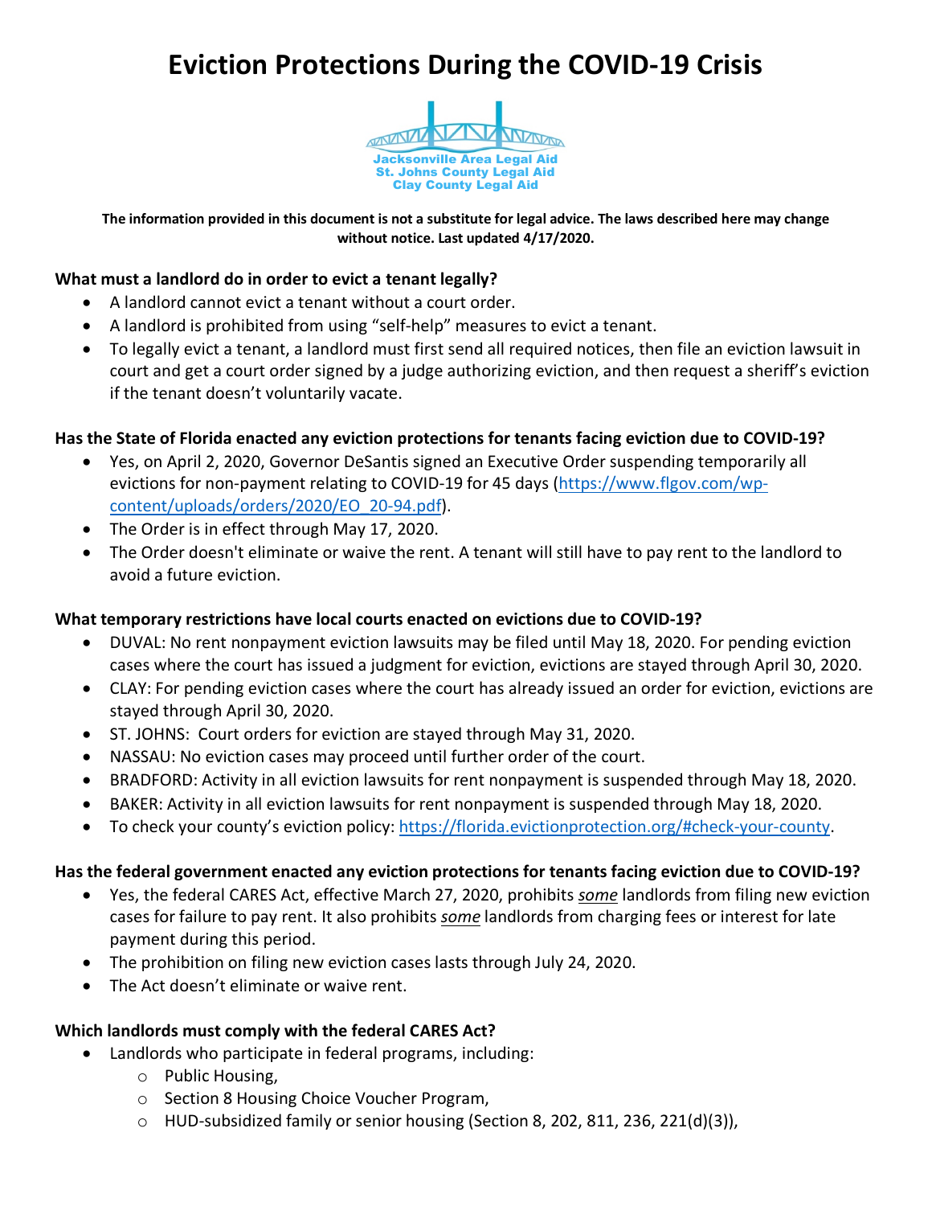# Eviction Protections During the COVID-19 Crisis

Jacksonville Area Legal Aid
St. Johns County Legal Aid
Clay County Legal Aid

**The information provided in this document is not a substitute for legal advice. The laws described here may change without notice. Last updated 4/17/2020.**

**What must a landlord do in order to evict a tenant legally?**

- A landlord cannot evict a tenant without a court order.
- A landlord is prohibited from using "self-help" measures to evict a tenant.
- To legally evict a tenant, a landlord must first send all required notices, then file an eviction lawsuit in court and get a court order signed by a judge authorizing eviction, and then request a sheriff's eviction if the tenant doesn't voluntarily vacate.

**Has the State of Florida enacted any eviction protections for tenants facing eviction due to COVID-19?**

- Yes, on April 2, 2020, Governor DeSantis signed an Executive Order suspending temporarily all evictions for non-payment relating to COVID-19 for 45 days (https://www.flgov.com/wp-content/uploads/orders/2020/EO_20-94.pdf).
- The Order is in effect through May 17, 2020.
- The Order doesn't eliminate or waive the rent. A tenant will still have to pay rent to the landlord to avoid a future eviction.

**What temporary restrictions have local courts enacted on evictions due to COVID-19?**

- DUVAL: No rent nonpayment eviction lawsuits may be filed until May 18, 2020. For pending eviction cases where the court has issued a judgment for eviction, evictions are stayed through April 30, 2020.
- CLAY: For pending eviction cases where the court has already issued an order for eviction, evictions are stayed through April 30, 2020.
- ST. JOHNS: Court orders for eviction are stayed through May 31, 2020.
- NASSAU: No eviction cases may proceed until further order of the court.
- BRADFORD: Activity in all eviction lawsuits for rent nonpayment is suspended through May 18, 2020.
- BAKER: Activity in all eviction lawsuits for rent nonpayment is suspended through May 18, 2020.
- To check your county's eviction policy: https://florida.evictionprotection.org/#check-your-county.

**Has the federal government enacted any eviction protections for tenants facing eviction due to COVID-19?**

- Yes, the federal CARES Act, effective March 27, 2020, prohibits *some* landlords from filing new eviction cases for failure to pay rent. It also prohibits *some* landlords from charging fees or interest for late payment during this period.
- The prohibition on filing new eviction cases lasts through July 24, 2020.
- The Act doesn't eliminate or waive rent.

**Which landlords must comply with the federal CARES Act?**

- Landlords who participate in federal programs, including:
  - Public Housing,
  - Section 8 Housing Choice Voucher Program,
  - HUD-subsidized family or senior housing (Section 8, 202, 811, 236, 221(d)(3)),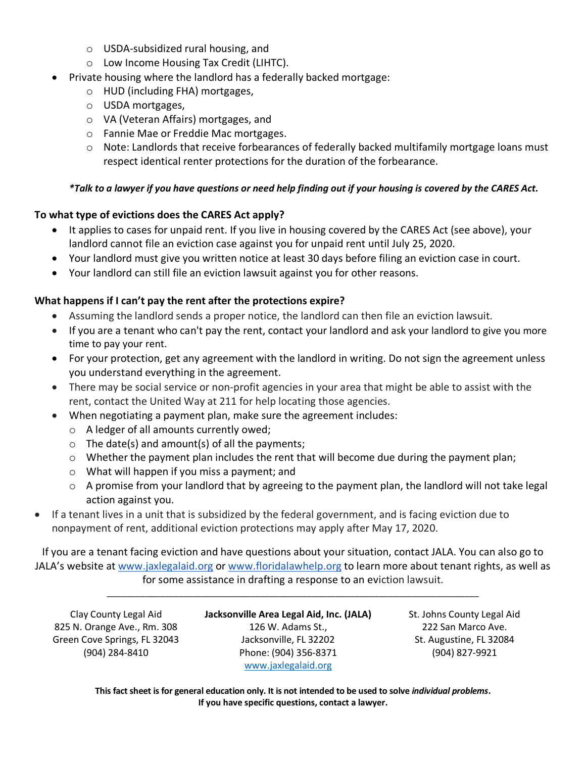- USDA-subsidized rural housing, and
  - Low Income Housing Tax Credit (LIHTC).
- Private housing where the landlord has a federally backed mortgage:
  - HUD (including FHA) mortgages,
  - USDA mortgages,
  - VA (Veteran Affairs) mortgages, and
  - Fannie Mae or Freddie Mac mortgages.
  - Note: Landlords that receive forbearances of federally backed multifamily mortgage loans must respect identical renter protections for the duration of the forbearance.

***Talk to a lawyer if you have questions or need help finding out if your housing is covered by the CARES Act.***

**To what type of evictions does the CARES Act apply?**

- It applies to cases for unpaid rent. If you live in housing covered by the CARES Act (see above), your landlord cannot file an eviction case against you for unpaid rent until July 25, 2020.
- Your landlord must give you written notice at least 30 days before filing an eviction case in court.
- Your landlord can still file an eviction lawsuit against you for other reasons.

**What happens if I can't pay the rent after the protections expire?**

- Assuming the landlord sends a proper notice, the landlord can then file an eviction lawsuit.
- If you are a tenant who can't pay the rent, contact your landlord and ask your landlord to give you more time to pay your rent.
- For your protection, get any agreement with the landlord in writing. Do not sign the agreement unless you understand everything in the agreement.
- There may be social service or non-profit agencies in your area that might be able to assist with the rent, contact the United Way at 211 for help locating those agencies.
- When negotiating a payment plan, make sure the agreement includes:
  - A ledger of all amounts currently owed;
  - The date(s) and amount(s) of all the payments;
  - Whether the payment plan includes the rent that will become due during the payment plan;
  - What will happen if you miss a payment; and
  - A promise from your landlord that by agreeing to the payment plan, the landlord will not take legal action against you.
- If a tenant lives in a unit that is subsidized by the federal government, and is facing eviction due to nonpayment of rent, additional eviction protections may apply after May 17, 2020.

If you are a tenant facing eviction and have questions about your situation, contact JALA. You can also go to JALA's website at www.jaxlegalaid.org or www.floridalawhelp.org to learn more about tenant rights, as well as for some assistance in drafting a response to an eviction lawsuit.

---

Clay County Legal Aid
825 N. Orange Ave., Rm. 308
Green Cove Springs, FL 32043
(904) 284-8410

**Jacksonville Area Legal Aid, Inc. (JALA)**
126 W. Adams St.,
Jacksonville, FL 32202
Phone: (904) 356-8371
www.jaxlegalaid.org

St. Johns County Legal Aid
222 San Marco Ave.
St. Augustine, FL 32084
(904) 827-9921

**This fact sheet is for general education only. It is not intended to be used to solve *individual problems*.**
**If you have specific questions, contact a lawyer.**